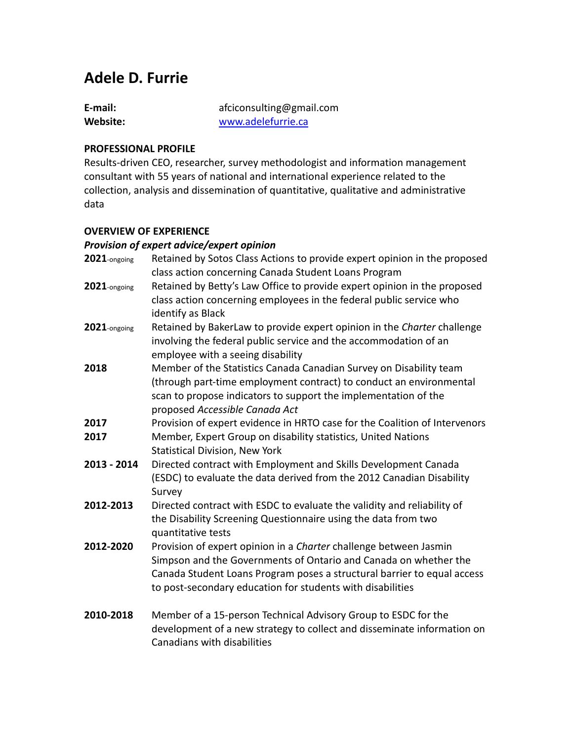# Adele D. Furrie

**E-mail:** afciconsulting@gmail.com
**Website:** [www.adelefurrie.ca](http://www.adelefurrie.ca)

## PROFESSIONAL PROFILE

Results-driven CEO, researcher, survey methodologist and information management consultant with 55 years of national and international experience related to the collection, analysis and dissemination of quantitative, qualitative and administrative data

## OVERVIEW OF EXPERIENCE

### *Provision of expert advice/expert opinion*

| | |
|---|---|
| **2021**-ongoing | Retained by Sotos Class Actions to provide expert opinion in the proposed class action concerning Canada Student Loans Program |
| **2021**-ongoing | Retained by Betty's Law Office to provide expert opinion in the proposed class action concerning employees in the federal public service who identify as Black |
| **2021**-ongoing | Retained by BakerLaw to provide expert opinion in the *Charter* challenge involving the federal public service and the accommodation of an employee with a seeing disability |
| **2018** | Member of the Statistics Canada Canadian Survey on Disability team (through part-time employment contract) to conduct an environmental scan to propose indicators to support the implementation of the proposed *Accessible Canada Act* |
| **2017** | Provision of expert evidence in HRTO case for the Coalition of Intervenors |
| **2017** | Member, Expert Group on disability statistics, United Nations Statistical Division, New York |
| **2013 - 2014** | Directed contract with Employment and Skills Development Canada (ESDC) to evaluate the data derived from the 2012 Canadian Disability Survey |
| **2012-2013** | Directed contract with ESDC to evaluate the validity and reliability of the Disability Screening Questionnaire using the data from two quantitative tests |
| **2012-2020** | Provision of expert opinion in a *Charter* challenge between Jasmin Simpson and the Governments of Ontario and Canada on whether the Canada Student Loans Program poses a structural barrier to equal access to post-secondary education for students with disabilities |
| **2010-2018** | Member of a 15-person Technical Advisory Group to ESDC for the development of a new strategy to collect and disseminate information on Canadians with disabilities |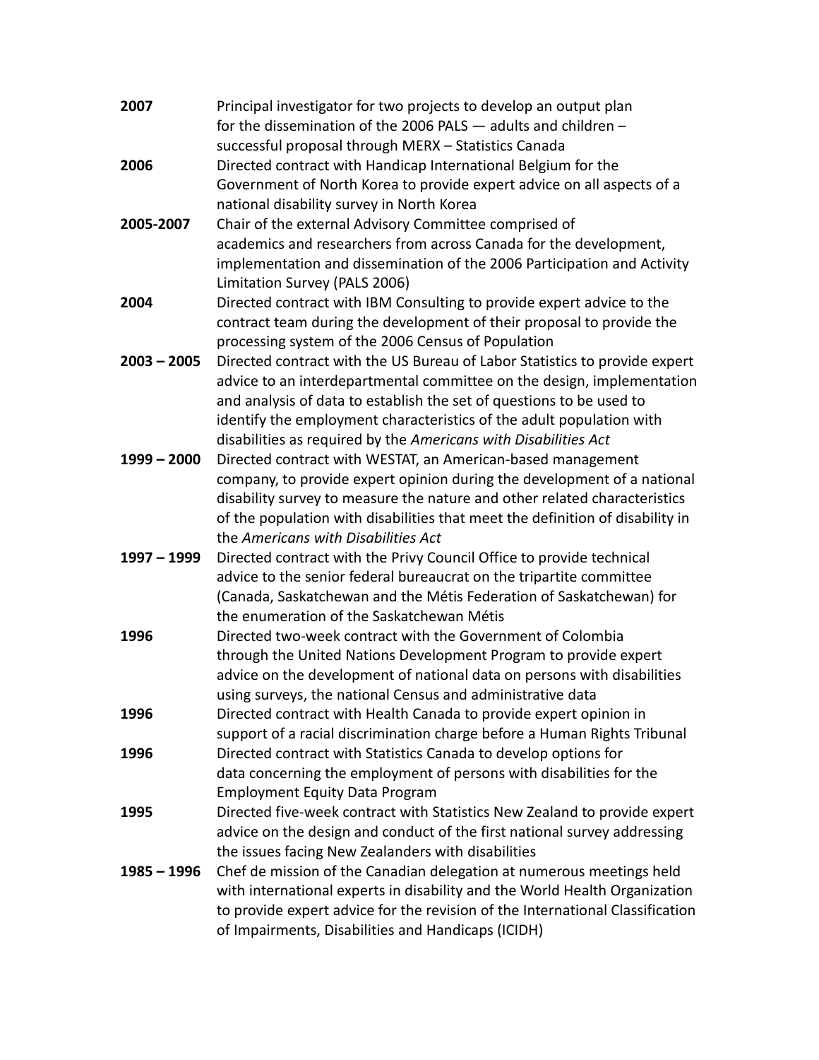**2007** Principal investigator for two projects to develop an output plan for the dissemination of the 2006 PALS — adults and children – successful proposal through MERX – Statistics Canada

**2006** Directed contract with Handicap International Belgium for the Government of North Korea to provide expert advice on all aspects of a national disability survey in North Korea

**2005-2007** Chair of the external Advisory Committee comprised of academics and researchers from across Canada for the development, implementation and dissemination of the 2006 Participation and Activity Limitation Survey (PALS 2006)

**2004** Directed contract with IBM Consulting to provide expert advice to the contract team during the development of their proposal to provide the processing system of the 2006 Census of Population

**2003 – 2005** Directed contract with the US Bureau of Labor Statistics to provide expert advice to an interdepartmental committee on the design, implementation and analysis of data to establish the set of questions to be used to identify the employment characteristics of the adult population with disabilities as required by the *Americans with Disabilities Act*

**1999 – 2000** Directed contract with WESTAT, an American-based management company, to provide expert opinion during the development of a national disability survey to measure the nature and other related characteristics of the population with disabilities that meet the definition of disability in the *Americans with Disabilities Act*

**1997 – 1999** Directed contract with the Privy Council Office to provide technical advice to the senior federal bureaucrat on the tripartite committee (Canada, Saskatchewan and the Métis Federation of Saskatchewan) for the enumeration of the Saskatchewan Métis

**1996** Directed two-week contract with the Government of Colombia through the United Nations Development Program to provide expert advice on the development of national data on persons with disabilities using surveys, the national Census and administrative data

**1996** Directed contract with Health Canada to provide expert opinion in support of a racial discrimination charge before a Human Rights Tribunal

**1996** Directed contract with Statistics Canada to develop options for data concerning the employment of persons with disabilities for the Employment Equity Data Program

**1995** Directed five-week contract with Statistics New Zealand to provide expert advice on the design and conduct of the first national survey addressing the issues facing New Zealanders with disabilities

**1985 – 1996** Chef de mission of the Canadian delegation at numerous meetings held with international experts in disability and the World Health Organization to provide expert advice for the revision of the International Classification of Impairments, Disabilities and Handicaps (ICIDH)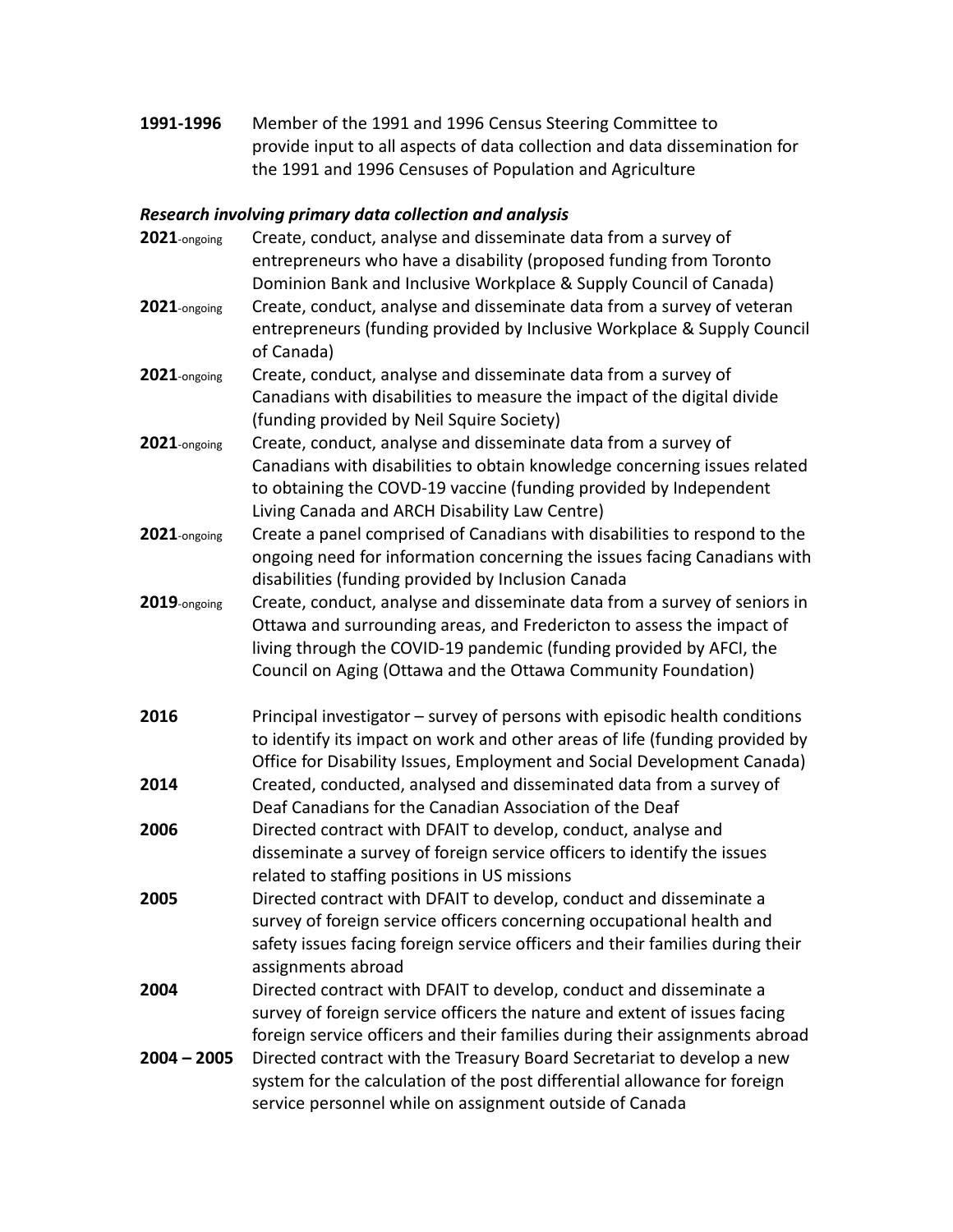**1991-1996** Member of the 1991 and 1996 Census Steering Committee to provide input to all aspects of data collection and data dissemination for the 1991 and 1996 Censuses of Population and Agriculture

***Research involving primary data collection and analysis***

**2021**-ongoing Create, conduct, analyse and disseminate data from a survey of entrepreneurs who have a disability (proposed funding from Toronto Dominion Bank and Inclusive Workplace & Supply Council of Canada)

**2021**-ongoing Create, conduct, analyse and disseminate data from a survey of veteran entrepreneurs (funding provided by Inclusive Workplace & Supply Council of Canada)

**2021**-ongoing Create, conduct, analyse and disseminate data from a survey of Canadians with disabilities to measure the impact of the digital divide (funding provided by Neil Squire Society)

**2021**-ongoing Create, conduct, analyse and disseminate data from a survey of Canadians with disabilities to obtain knowledge concerning issues related to obtaining the COVID-19 vaccine (funding provided by Independent Living Canada and ARCH Disability Law Centre)

**2021**-ongoing Create a panel comprised of Canadians with disabilities to respond to the ongoing need for information concerning the issues facing Canadians with disabilities (funding provided by Inclusion Canada

**2019**-ongoing Create, conduct, analyse and disseminate data from a survey of seniors in Ottawa and surrounding areas, and Fredericton to assess the impact of living through the COVID-19 pandemic (funding provided by AFCI, the Council on Aging (Ottawa and the Ottawa Community Foundation)

**2016** Principal investigator – survey of persons with episodic health conditions to identify its impact on work and other areas of life (funding provided by Office for Disability Issues, Employment and Social Development Canada)

**2014** Created, conducted, analysed and disseminated data from a survey of Deaf Canadians for the Canadian Association of the Deaf

**2006** Directed contract with DFAIT to develop, conduct, analyse and disseminate a survey of foreign service officers to identify the issues related to staffing positions in US missions

**2005** Directed contract with DFAIT to develop, conduct and disseminate a survey of foreign service officers concerning occupational health and safety issues facing foreign service officers and their families during their assignments abroad

**2004** Directed contract with DFAIT to develop, conduct and disseminate a survey of foreign service officers the nature and extent of issues facing foreign service officers and their families during their assignments abroad

**2004 – 2005** Directed contract with the Treasury Board Secretariat to develop a new system for the calculation of the post differential allowance for foreign service personnel while on assignment outside of Canada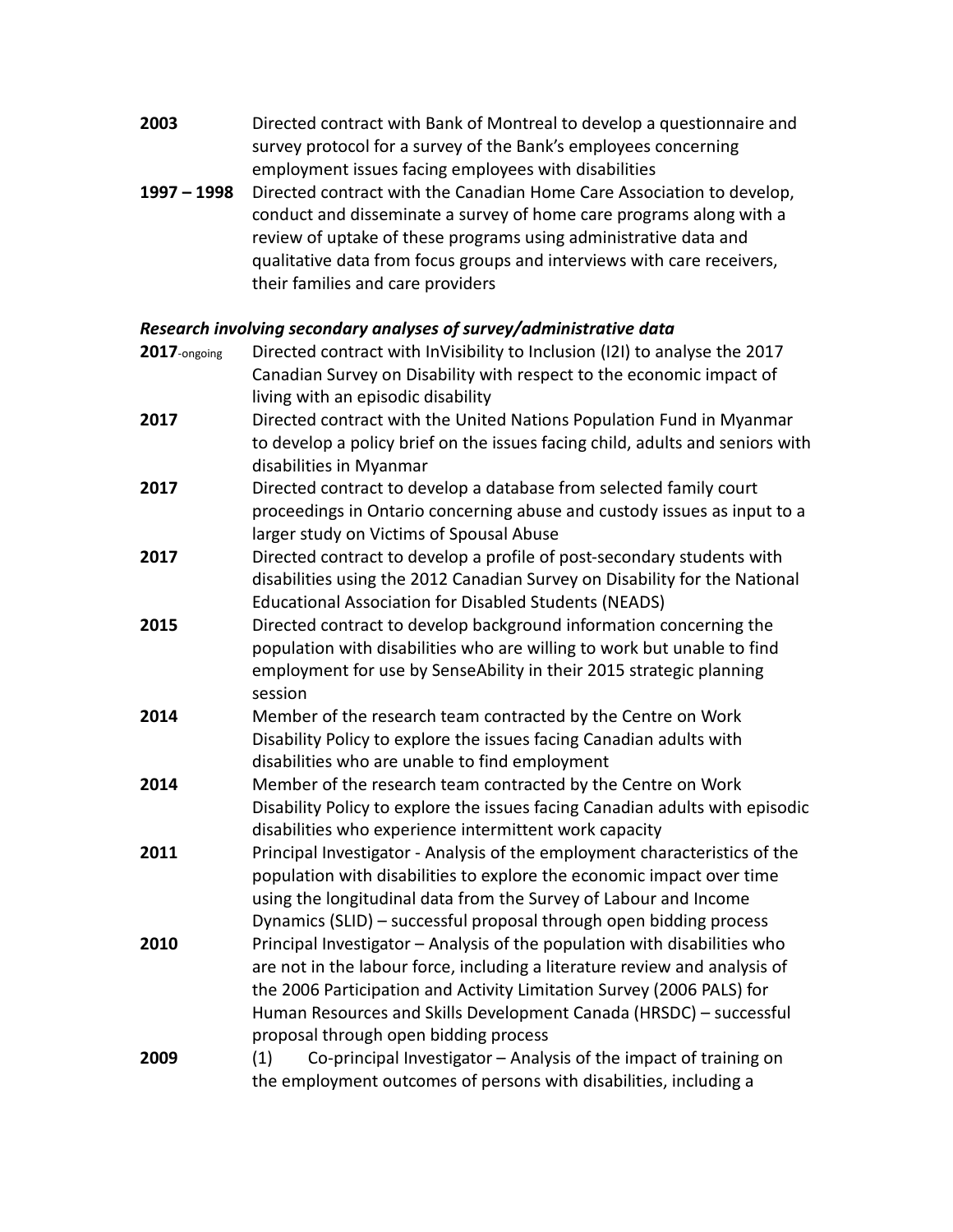**2003** Directed contract with Bank of Montreal to develop a questionnaire and survey protocol for a survey of the Bank's employees concerning employment issues facing employees with disabilities

**1997 – 1998** Directed contract with the Canadian Home Care Association to develop, conduct and disseminate a survey of home care programs along with a review of uptake of these programs using administrative data and qualitative data from focus groups and interviews with care receivers, their families and care providers

***Research involving secondary analyses of survey/administrative data***

**2017**-ongoing Directed contract with InVisibility to Inclusion (I2I) to analyse the 2017 Canadian Survey on Disability with respect to the economic impact of living with an episodic disability

**2017** Directed contract with the United Nations Population Fund in Myanmar to develop a policy brief on the issues facing child, adults and seniors with disabilities in Myanmar

**2017** Directed contract to develop a database from selected family court proceedings in Ontario concerning abuse and custody issues as input to a larger study on Victims of Spousal Abuse

**2017** Directed contract to develop a profile of post-secondary students with disabilities using the 2012 Canadian Survey on Disability for the National Educational Association for Disabled Students (NEADS)

**2015** Directed contract to develop background information concerning the population with disabilities who are willing to work but unable to find employment for use by SenseAbility in their 2015 strategic planning session

**2014** Member of the research team contracted by the Centre on Work Disability Policy to explore the issues facing Canadian adults with disabilities who are unable to find employment

**2014** Member of the research team contracted by the Centre on Work Disability Policy to explore the issues facing Canadian adults with episodic disabilities who experience intermittent work capacity

**2011** Principal Investigator - Analysis of the employment characteristics of the population with disabilities to explore the economic impact over time using the longitudinal data from the Survey of Labour and Income Dynamics (SLID) – successful proposal through open bidding process

**2010** Principal Investigator – Analysis of the population with disabilities who are not in the labour force, including a literature review and analysis of the 2006 Participation and Activity Limitation Survey (2006 PALS) for Human Resources and Skills Development Canada (HRSDC) – successful proposal through open bidding process

**2009** (1) Co-principal Investigator – Analysis of the impact of training on the employment outcomes of persons with disabilities, including a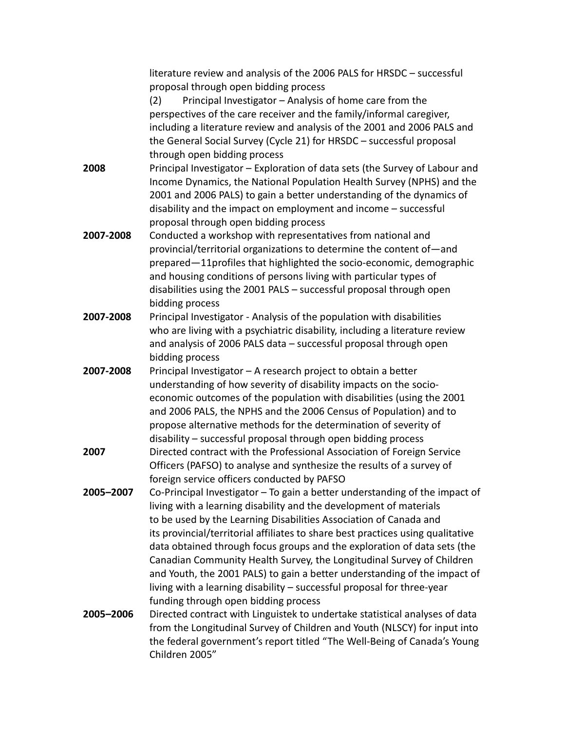literature review and analysis of the 2006 PALS for HRSDC – successful proposal through open bidding process

(2) Principal Investigator – Analysis of home care from the perspectives of the care receiver and the family/informal caregiver, including a literature review and analysis of the 2001 and 2006 PALS and the General Social Survey (Cycle 21) for HRSDC – successful proposal through open bidding process

**2008** Principal Investigator – Exploration of data sets (the Survey of Labour and Income Dynamics, the National Population Health Survey (NPHS) and the 2001 and 2006 PALS) to gain a better understanding of the dynamics of disability and the impact on employment and income – successful proposal through open bidding process

**2007-2008** Conducted a workshop with representatives from national and provincial/territorial organizations to determine the content of—and prepared—11profiles that highlighted the socio-economic, demographic and housing conditions of persons living with particular types of disabilities using the 2001 PALS – successful proposal through open bidding process

**2007-2008** Principal Investigator - Analysis of the population with disabilities who are living with a psychiatric disability, including a literature review and analysis of 2006 PALS data – successful proposal through open bidding process

**2007-2008** Principal Investigator – A research project to obtain a better understanding of how severity of disability impacts on the socio-economic outcomes of the population with disabilities (using the 2001 and 2006 PALS, the NPHS and the 2006 Census of Population) and to propose alternative methods for the determination of severity of disability – successful proposal through open bidding process

**2007** Directed contract with the Professional Association of Foreign Service Officers (PAFSO) to analyse and synthesize the results of a survey of foreign service officers conducted by PAFSO

**2005–2007** Co-Principal Investigator – To gain a better understanding of the impact of living with a learning disability and the development of materials to be used by the Learning Disabilities Association of Canada and its provincial/territorial affiliates to share best practices using qualitative data obtained through focus groups and the exploration of data sets (the Canadian Community Health Survey, the Longitudinal Survey of Children and Youth, the 2001 PALS) to gain a better understanding of the impact of living with a learning disability – successful proposal for three-year funding through open bidding process

**2005–2006** Directed contract with Linguistek to undertake statistical analyses of data from the Longitudinal Survey of Children and Youth (NLSCY) for input into the federal government's report titled "The Well-Being of Canada's Young Children 2005"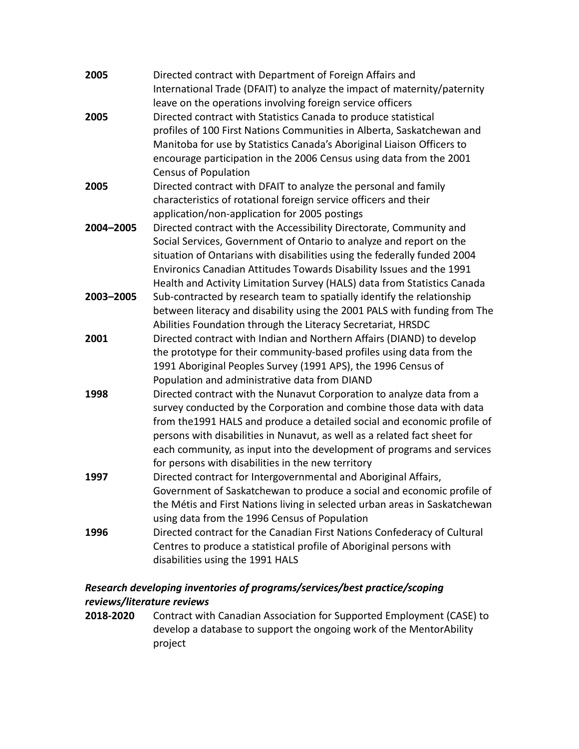**2005** Directed contract with Department of Foreign Affairs and International Trade (DFAIT) to analyze the impact of maternity/paternity leave on the operations involving foreign service officers

**2005** Directed contract with Statistics Canada to produce statistical profiles of 100 First Nations Communities in Alberta, Saskatchewan and Manitoba for use by Statistics Canada's Aboriginal Liaison Officers to encourage participation in the 2006 Census using data from the 2001 Census of Population

**2005** Directed contract with DFAIT to analyze the personal and family characteristics of rotational foreign service officers and their application/non-application for 2005 postings

**2004–2005** Directed contract with the Accessibility Directorate, Community and Social Services, Government of Ontario to analyze and report on the situation of Ontarians with disabilities using the federally funded 2004 Environics Canadian Attitudes Towards Disability Issues and the 1991 Health and Activity Limitation Survey (HALS) data from Statistics Canada

**2003–2005** Sub-contracted by research team to spatially identify the relationship between literacy and disability using the 2001 PALS with funding from The Abilities Foundation through the Literacy Secretariat, HRSDC

**2001** Directed contract with Indian and Northern Affairs (DIAND) to develop the prototype for their community-based profiles using data from the 1991 Aboriginal Peoples Survey (1991 APS), the 1996 Census of Population and administrative data from DIAND

**1998** Directed contract with the Nunavut Corporation to analyze data from a survey conducted by the Corporation and combine those data with data from the1991 HALS and produce a detailed social and economic profile of persons with disabilities in Nunavut, as well as a related fact sheet for each community, as input into the development of programs and services for persons with disabilities in the new territory

**1997** Directed contract for Intergovernmental and Aboriginal Affairs, Government of Saskatchewan to produce a social and economic profile of the Métis and First Nations living in selected urban areas in Saskatchewan using data from the 1996 Census of Population

**1996** Directed contract for the Canadian First Nations Confederacy of Cultural Centres to produce a statistical profile of Aboriginal persons with disabilities using the 1991 HALS

***Research developing inventories of programs/services/best practice/scoping reviews/literature reviews***

**2018-2020** Contract with Canadian Association for Supported Employment (CASE) to develop a database to support the ongoing work of the MentorAbility project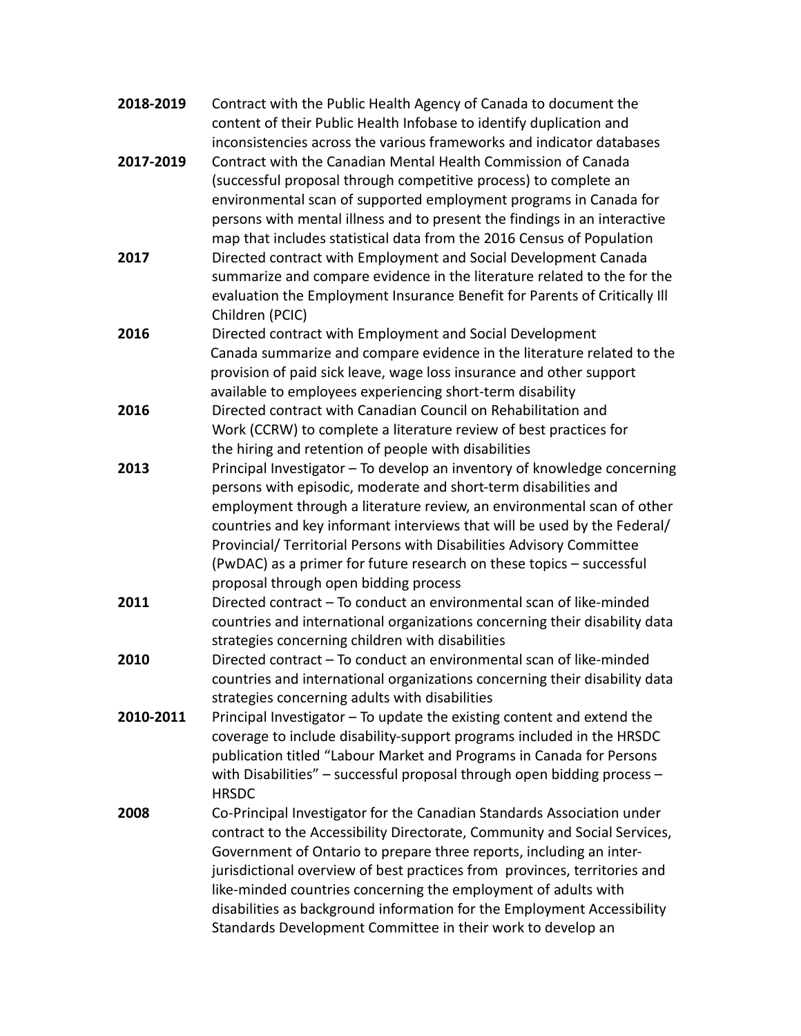**2018-2019** Contract with the Public Health Agency of Canada to document the content of their Public Health Infobase to identify duplication and inconsistencies across the various frameworks and indicator databases

**2017-2019** Contract with the Canadian Mental Health Commission of Canada (successful proposal through competitive process) to complete an environmental scan of supported employment programs in Canada for persons with mental illness and to present the findings in an interactive map that includes statistical data from the 2016 Census of Population

**2017** Directed contract with Employment and Social Development Canada summarize and compare evidence in the literature related to the for the evaluation the Employment Insurance Benefit for Parents of Critically Ill Children (PCIC)

**2016** Directed contract with Employment and Social Development Canada summarize and compare evidence in the literature related to the provision of paid sick leave, wage loss insurance and other support available to employees experiencing short-term disability

**2016** Directed contract with Canadian Council on Rehabilitation and Work (CCRW) to complete a literature review of best practices for the hiring and retention of people with disabilities

**2013** Principal Investigator – To develop an inventory of knowledge concerning persons with episodic, moderate and short-term disabilities and employment through a literature review, an environmental scan of other countries and key informant interviews that will be used by the Federal/ Provincial/ Territorial Persons with Disabilities Advisory Committee (PwDAC) as a primer for future research on these topics – successful proposal through open bidding process

**2011** Directed contract – To conduct an environmental scan of like-minded countries and international organizations concerning their disability data strategies concerning children with disabilities

**2010** Directed contract – To conduct an environmental scan of like-minded countries and international organizations concerning their disability data strategies concerning adults with disabilities

**2010-2011** Principal Investigator – To update the existing content and extend the coverage to include disability-support programs included in the HRSDC publication titled "Labour Market and Programs in Canada for Persons with Disabilities" – successful proposal through open bidding process – HRSDC

**2008** Co-Principal Investigator for the Canadian Standards Association under contract to the Accessibility Directorate, Community and Social Services, Government of Ontario to prepare three reports, including an inter-jurisdictional overview of best practices from provinces, territories and like-minded countries concerning the employment of adults with disabilities as background information for the Employment Accessibility Standards Development Committee in their work to develop an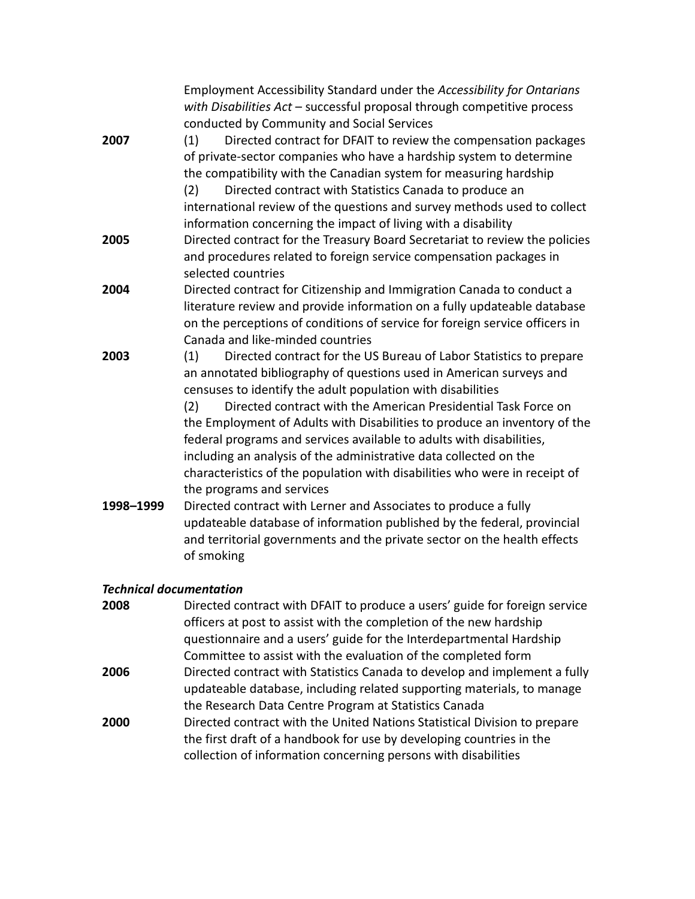Employment Accessibility Standard under the *Accessibility for Ontarians with Disabilities Act* – successful proposal through competitive process conducted by Community and Social Services

**2007** (1) Directed contract for DFAIT to review the compensation packages of private-sector companies who have a hardship system to determine the compatibility with the Canadian system for measuring hardship

(2) Directed contract with Statistics Canada to produce an international review of the questions and survey methods used to collect information concerning the impact of living with a disability

**2005** Directed contract for the Treasury Board Secretariat to review the policies and procedures related to foreign service compensation packages in selected countries

**2004** Directed contract for Citizenship and Immigration Canada to conduct a literature review and provide information on a fully updateable database on the perceptions of conditions of service for foreign service officers in Canada and like-minded countries

**2003** (1) Directed contract for the US Bureau of Labor Statistics to prepare an annotated bibliography of questions used in American surveys and censuses to identify the adult population with disabilities

(2) Directed contract with the American Presidential Task Force on the Employment of Adults with Disabilities to produce an inventory of the federal programs and services available to adults with disabilities, including an analysis of the administrative data collected on the characteristics of the population with disabilities who were in receipt of the programs and services

**1998–1999** Directed contract with Lerner and Associates to produce a fully updateable database of information published by the federal, provincial and territorial governments and the private sector on the health effects of smoking

***Technical documentation***

**2008** Directed contract with DFAIT to produce a users' guide for foreign service officers at post to assist with the completion of the new hardship questionnaire and a users' guide for the Interdepartmental Hardship Committee to assist with the evaluation of the completed form

**2006** Directed contract with Statistics Canada to develop and implement a fully updateable database, including related supporting materials, to manage the Research Data Centre Program at Statistics Canada

**2000** Directed contract with the United Nations Statistical Division to prepare the first draft of a handbook for use by developing countries in the collection of information concerning persons with disabilities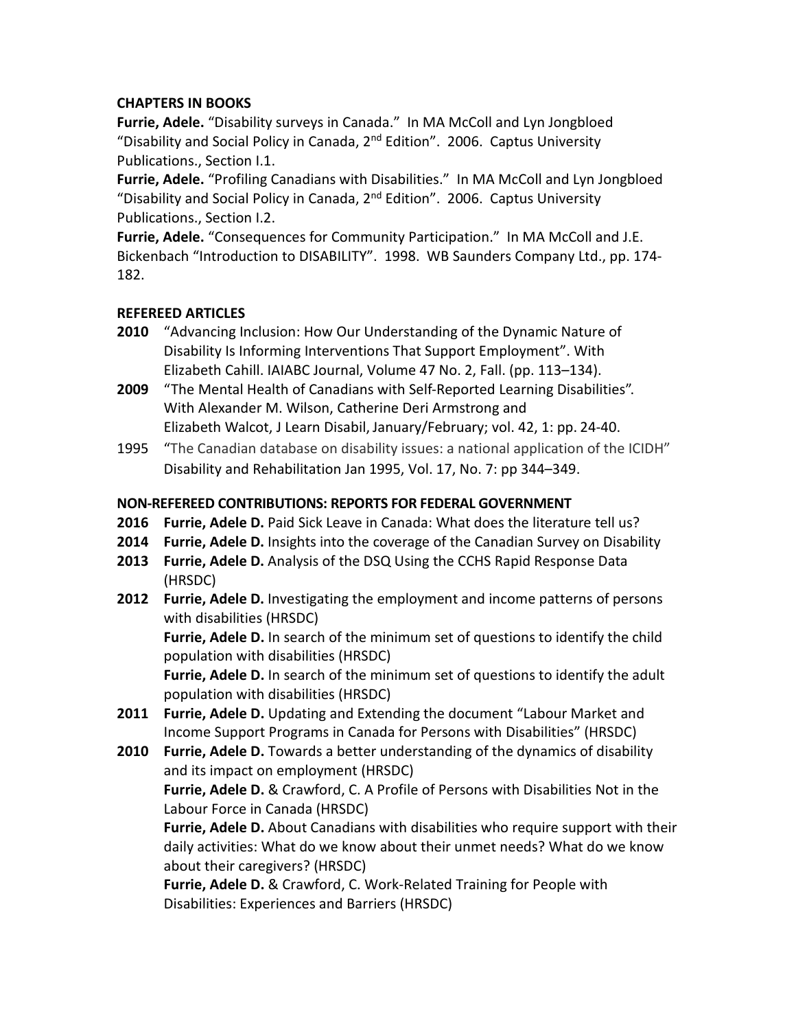## CHAPTERS IN BOOKS

**Furrie, Adele.** "Disability surveys in Canada." In MA McColl and Lyn Jongbloed "Disability and Social Policy in Canada, 2nd Edition". 2006. Captus University Publications., Section I.1.

**Furrie, Adele.** "Profiling Canadians with Disabilities." In MA McColl and Lyn Jongbloed "Disability and Social Policy in Canada, 2nd Edition". 2006. Captus University Publications., Section I.2.

**Furrie, Adele.** "Consequences for Community Participation." In MA McColl and J.E. Bickenbach "Introduction to DISABILITY". 1998. WB Saunders Company Ltd., pp. 174-182.

## REFEREED ARTICLES

**2010** "Advancing Inclusion: How Our Understanding of the Dynamic Nature of Disability Is Informing Interventions That Support Employment". With Elizabeth Cahill. IAIABC Journal, Volume 47 No. 2, Fall. (pp. 113–134).

**2009** "The Mental Health of Canadians with Self-Reported Learning Disabilities". With Alexander M. Wilson, Catherine Deri Armstrong and Elizabeth Walcot, J Learn Disabil, January/February; vol. 42, 1: pp. 24-40.

1995 "The Canadian database on disability issues: a national application of the ICIDH" Disability and Rehabilitation Jan 1995, Vol. 17, No. 7: pp 344–349.

## NON-REFEREED CONTRIBUTIONS: REPORTS FOR FEDERAL GOVERNMENT

**2016** **Furrie, Adele D.** Paid Sick Leave in Canada: What does the literature tell us?

**2014** **Furrie, Adele D.** Insights into the coverage of the Canadian Survey on Disability

**2013** **Furrie, Adele D.** Analysis of the DSQ Using the CCHS Rapid Response Data (HRSDC)

**2012** **Furrie, Adele D.** Investigating the employment and income patterns of persons with disabilities (HRSDC)

**Furrie, Adele D.** In search of the minimum set of questions to identify the child population with disabilities (HRSDC)

**Furrie, Adele D.** In search of the minimum set of questions to identify the adult population with disabilities (HRSDC)

**2011** **Furrie, Adele D.** Updating and Extending the document "Labour Market and Income Support Programs in Canada for Persons with Disabilities" (HRSDC)

**2010** **Furrie, Adele D.** Towards a better understanding of the dynamics of disability and its impact on employment (HRSDC)

**Furrie, Adele D.** & Crawford, C. A Profile of Persons with Disabilities Not in the Labour Force in Canada (HRSDC)

**Furrie, Adele D.** About Canadians with disabilities who require support with their daily activities: What do we know about their unmet needs? What do we know about their caregivers? (HRSDC)

**Furrie, Adele D.** & Crawford, C. Work-Related Training for People with Disabilities: Experiences and Barriers (HRSDC)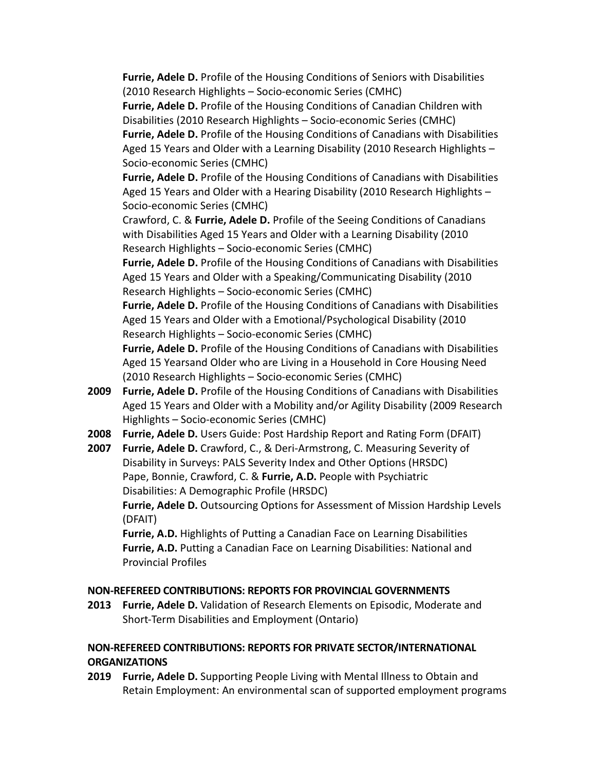**Furrie, Adele D.** Profile of the Housing Conditions of Seniors with Disabilities (2010 Research Highlights – Socio-economic Series (CMHC)

**Furrie, Adele D.** Profile of the Housing Conditions of Canadian Children with Disabilities (2010 Research Highlights – Socio-economic Series (CMHC)

**Furrie, Adele D.** Profile of the Housing Conditions of Canadians with Disabilities Aged 15 Years and Older with a Learning Disability (2010 Research Highlights – Socio-economic Series (CMHC)

**Furrie, Adele D.** Profile of the Housing Conditions of Canadians with Disabilities Aged 15 Years and Older with a Hearing Disability (2010 Research Highlights – Socio-economic Series (CMHC)

Crawford, C. & **Furrie, Adele D.** Profile of the Seeing Conditions of Canadians with Disabilities Aged 15 Years and Older with a Learning Disability (2010 Research Highlights – Socio-economic Series (CMHC)

**Furrie, Adele D.** Profile of the Housing Conditions of Canadians with Disabilities Aged 15 Years and Older with a Speaking/Communicating Disability (2010 Research Highlights – Socio-economic Series (CMHC)

**Furrie, Adele D.** Profile of the Housing Conditions of Canadians with Disabilities Aged 15 Years and Older with a Emotional/Psychological Disability (2010 Research Highlights – Socio-economic Series (CMHC)

**Furrie, Adele D.** Profile of the Housing Conditions of Canadians with Disabilities Aged 15 Yearsand Older who are Living in a Household in Core Housing Need (2010 Research Highlights – Socio-economic Series (CMHC)

**2009** **Furrie, Adele D.** Profile of the Housing Conditions of Canadians with Disabilities Aged 15 Years and Older with a Mobility and/or Agility Disability (2009 Research Highlights – Socio-economic Series (CMHC)

**2008** **Furrie, Adele D.** Users Guide: Post Hardship Report and Rating Form (DFAIT)

**2007** **Furrie, Adele D.** Crawford, C., & Deri-Armstrong, C. Measuring Severity of Disability in Surveys: PALS Severity Index and Other Options (HRSDC)

Pape, Bonnie, Crawford, C. & **Furrie, A.D.** People with Psychiatric Disabilities: A Demographic Profile (HRSDC)

**Furrie, Adele D.** Outsourcing Options for Assessment of Mission Hardship Levels (DFAIT)

**Furrie, A.D.** Highlights of Putting a Canadian Face on Learning Disabilities

**Furrie, A.D.** Putting a Canadian Face on Learning Disabilities: National and Provincial Profiles

**NON-REFEREED CONTRIBUTIONS: REPORTS FOR PROVINCIAL GOVERNMENTS**

**2013** **Furrie, Adele D.** Validation of Research Elements on Episodic, Moderate and Short-Term Disabilities and Employment (Ontario)

**NON-REFEREED CONTRIBUTIONS: REPORTS FOR PRIVATE SECTOR/INTERNATIONAL ORGANIZATIONS**

**2019** **Furrie, Adele D.** Supporting People Living with Mental Illness to Obtain and Retain Employment: An environmental scan of supported employment programs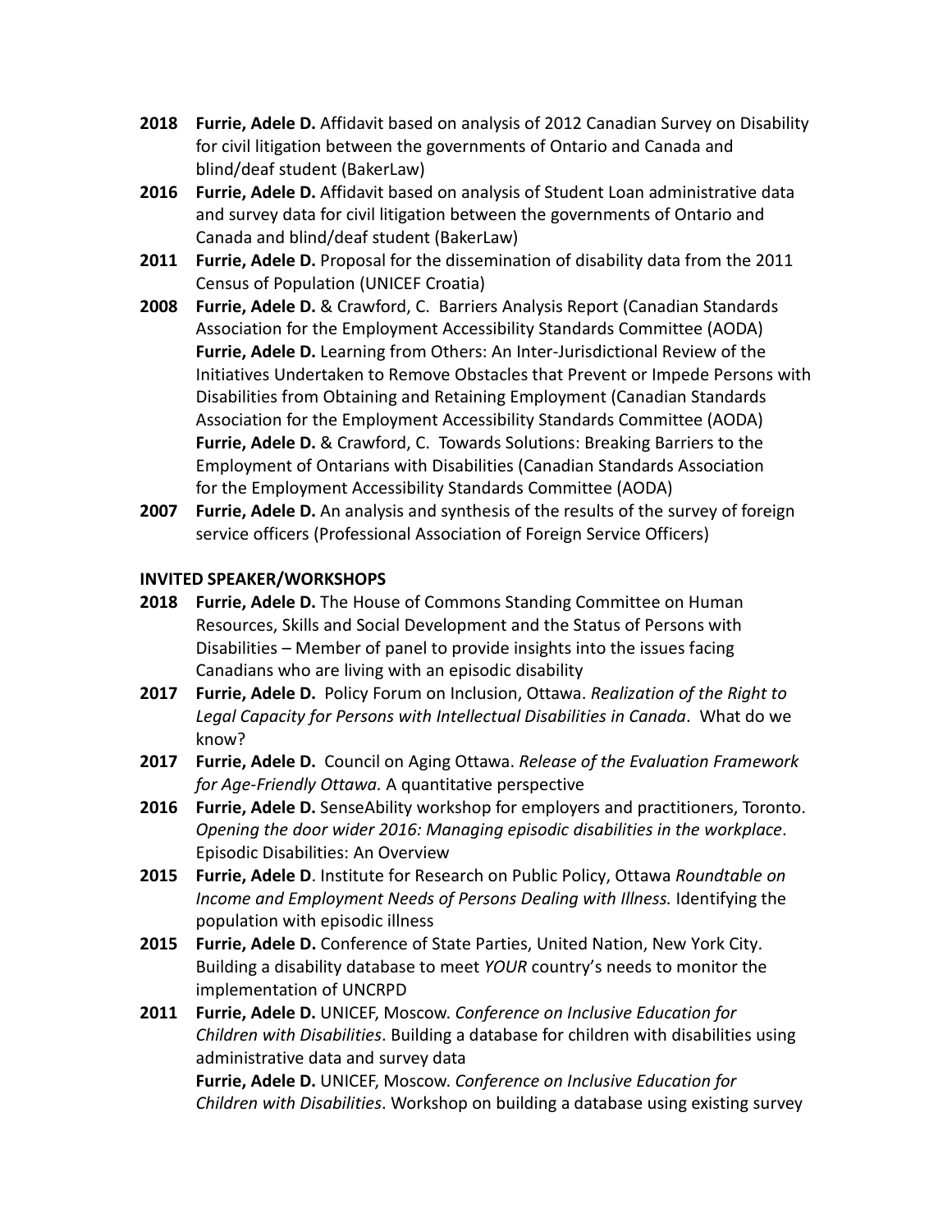**2018** **Furrie, Adele D.** Affidavit based on analysis of 2012 Canadian Survey on Disability for civil litigation between the governments of Ontario and Canada and blind/deaf student (BakerLaw)

**2016** **Furrie, Adele D.** Affidavit based on analysis of Student Loan administrative data and survey data for civil litigation between the governments of Ontario and Canada and blind/deaf student (BakerLaw)

**2011** **Furrie, Adele D.** Proposal for the dissemination of disability data from the 2011 Census of Population (UNICEF Croatia)

**2008** **Furrie, Adele D.** & Crawford, C. Barriers Analysis Report (Canadian Standards Association for the Employment Accessibility Standards Committee (AODA)
**Furrie, Adele D.** Learning from Others: An Inter-Jurisdictional Review of the Initiatives Undertaken to Remove Obstacles that Prevent or Impede Persons with Disabilities from Obtaining and Retaining Employment (Canadian Standards Association for the Employment Accessibility Standards Committee (AODA)
**Furrie, Adele D.** & Crawford, C. Towards Solutions: Breaking Barriers to the Employment of Ontarians with Disabilities (Canadian Standards Association for the Employment Accessibility Standards Committee (AODA)

**2007** **Furrie, Adele D.** An analysis and synthesis of the results of the survey of foreign service officers (Professional Association of Foreign Service Officers)

**INVITED SPEAKER/WORKSHOPS**

**2018** **Furrie, Adele D.** The House of Commons Standing Committee on Human Resources, Skills and Social Development and the Status of Persons with Disabilities – Member of panel to provide insights into the issues facing Canadians who are living with an episodic disability

**2017** **Furrie, Adele D.** Policy Forum on Inclusion, Ottawa. *Realization of the Right to Legal Capacity for Persons with Intellectual Disabilities in Canada*. What do we know?

**2017** **Furrie, Adele D.** Council on Aging Ottawa. *Release of the Evaluation Framework for Age-Friendly Ottawa.* A quantitative perspective

**2016** **Furrie, Adele D.** SenseAbility workshop for employers and practitioners, Toronto. *Opening the door wider 2016: Managing episodic disabilities in the workplace*. Episodic Disabilities: An Overview

**2015** **Furrie, Adele D**. Institute for Research on Public Policy, Ottawa *Roundtable on Income and Employment Needs of Persons Dealing with Illness.* Identifying the population with episodic illness

**2015** **Furrie, Adele D.** Conference of State Parties, United Nation, New York City. Building a disability database to meet *YOUR* country's needs to monitor the implementation of UNCRPD

**2011** **Furrie, Adele D.** UNICEF, Moscow. *Conference on Inclusive Education for Children with Disabilities*. Building a database for children with disabilities using administrative data and survey data
**Furrie, Adele D.** UNICEF, Moscow. *Conference on Inclusive Education for Children with Disabilities*. Workshop on building a database using existing survey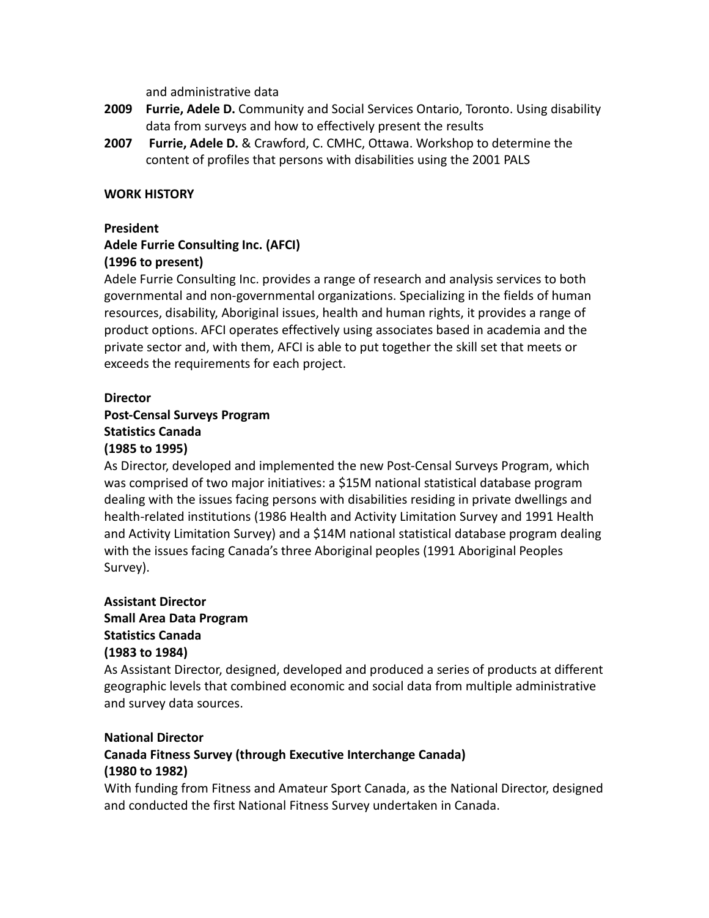and administrative data

**2009** **Furrie, Adele D.** Community and Social Services Ontario, Toronto. Using disability data from surveys and how to effectively present the results

**2007** **Furrie, Adele D.** & Crawford, C. CMHC, Ottawa. Workshop to determine the content of profiles that persons with disabilities using the 2001 PALS

**WORK HISTORY**

**President**
**Adele Furrie Consulting Inc. (AFCI)**
**(1996 to present)**

Adele Furrie Consulting Inc. provides a range of research and analysis services to both governmental and non-governmental organizations. Specializing in the fields of human resources, disability, Aboriginal issues, health and human rights, it provides a range of product options. AFCI operates effectively using associates based in academia and the private sector and, with them, AFCI is able to put together the skill set that meets or exceeds the requirements for each project.

**Director**
**Post-Censal Surveys Program**
**Statistics Canada**
**(1985 to 1995)**

As Director, developed and implemented the new Post-Censal Surveys Program, which was comprised of two major initiatives: a $15M national statistical database program dealing with the issues facing persons with disabilities residing in private dwellings and health-related institutions (1986 Health and Activity Limitation Survey and 1991 Health and Activity Limitation Survey) and a $14M national statistical database program dealing with the issues facing Canada's three Aboriginal peoples (1991 Aboriginal Peoples Survey).

**Assistant Director**
**Small Area Data Program**
**Statistics Canada**
**(1983 to 1984)**

As Assistant Director, designed, developed and produced a series of products at different geographic levels that combined economic and social data from multiple administrative and survey data sources.

**National Director**
**Canada Fitness Survey (through Executive Interchange Canada)**
**(1980 to 1982)**

With funding from Fitness and Amateur Sport Canada, as the National Director, designed and conducted the first National Fitness Survey undertaken in Canada.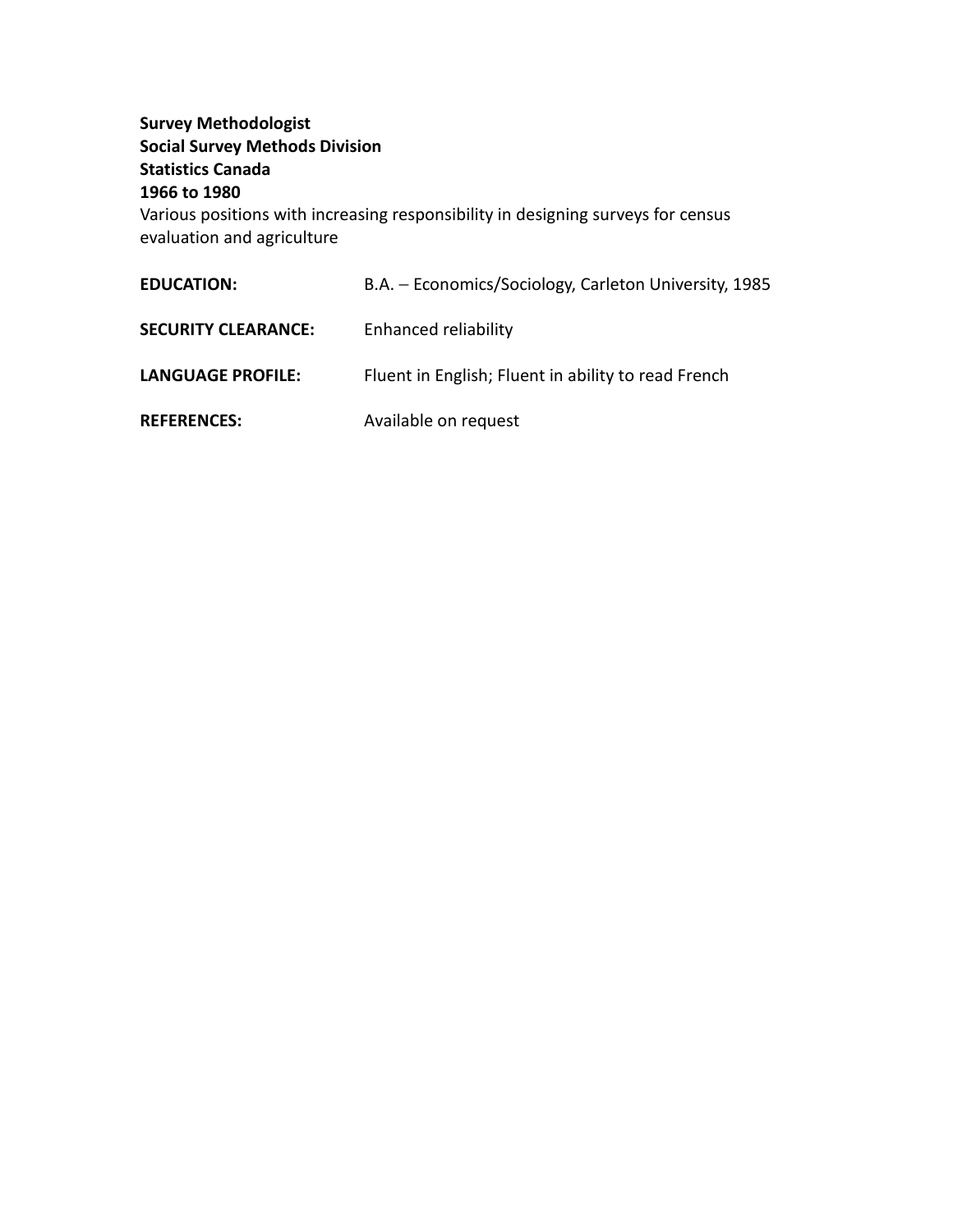**Survey Methodologist**
**Social Survey Methods Division**
**Statistics Canada**
**1966 to 1980**
Various positions with increasing responsibility in designing surveys for census evaluation and agriculture

| | |
|---|---|
| **EDUCATION:** | B.A. – Economics/Sociology, Carleton University, 1985 |
| **SECURITY CLEARANCE:** | Enhanced reliability |
| **LANGUAGE PROFILE:** | Fluent in English; Fluent in ability to read French |
| **REFERENCES:** | Available on request |